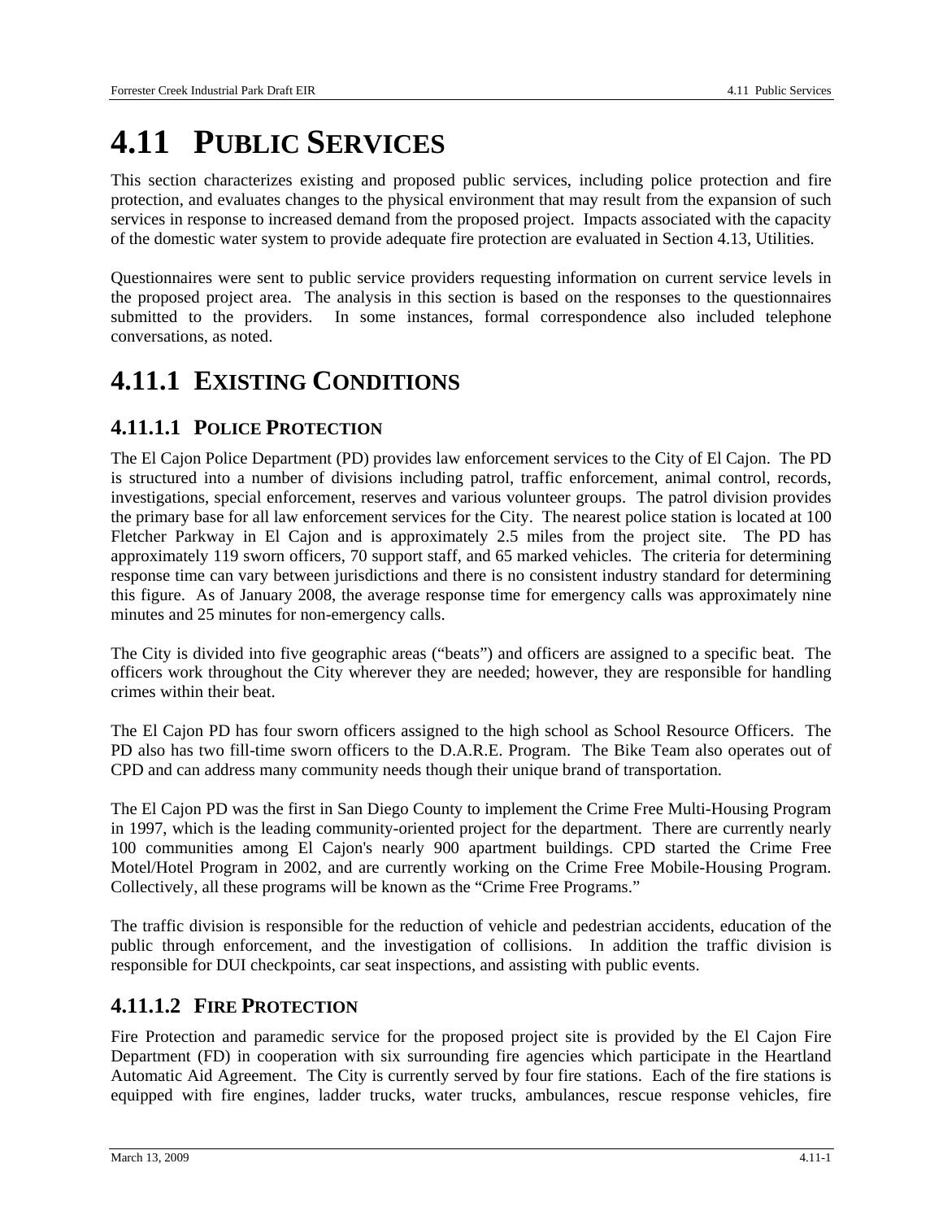# 4.11 PUBLIC SERVICES

This section characterizes existing and proposed public services, including police protection and fire protection, and evaluates changes to the physical environment that may result from the expansion of such services in response to increased demand from the proposed project. Impacts associated with the capacity of the domestic water system to provide adequate fire protection are evaluated in Section 4.13, Utilities.

Questionnaires were sent to public service providers requesting information on current service levels in the proposed project area. The analysis in this section is based on the responses to the questionnaires submitted to the providers. In some instances, formal correspondence also included telephone conversations, as noted.

## 4.11.1 EXISTING CONDITIONS

### 4.11.1.1 POLICE PROTECTION

The El Cajon Police Department (PD) provides law enforcement services to the City of El Cajon. The PD is structured into a number of divisions including patrol, traffic enforcement, animal control, records, investigations, special enforcement, reserves and various volunteer groups. The patrol division provides the primary base for all law enforcement services for the City. The nearest police station is located at 100 Fletcher Parkway in El Cajon and is approximately 2.5 miles from the project site. The PD has approximately 119 sworn officers, 70 support staff, and 65 marked vehicles. The criteria for determining response time can vary between jurisdictions and there is no consistent industry standard for determining this figure. As of January 2008, the average response time for emergency calls was approximately nine minutes and 25 minutes for non-emergency calls.

The City is divided into five geographic areas ("beats") and officers are assigned to a specific beat. The officers work throughout the City wherever they are needed; however, they are responsible for handling crimes within their beat.

The El Cajon PD has four sworn officers assigned to the high school as School Resource Officers. The PD also has two fill-time sworn officers to the D.A.R.E. Program. The Bike Team also operates out of CPD and can address many community needs though their unique brand of transportation.

The El Cajon PD was the first in San Diego County to implement the Crime Free Multi-Housing Program in 1997, which is the leading community-oriented project for the department. There are currently nearly 100 communities among El Cajon's nearly 900 apartment buildings. CPD started the Crime Free Motel/Hotel Program in 2002, and are currently working on the Crime Free Mobile-Housing Program. Collectively, all these programs will be known as the "Crime Free Programs."

The traffic division is responsible for the reduction of vehicle and pedestrian accidents, education of the public through enforcement, and the investigation of collisions. In addition the traffic division is responsible for DUI checkpoints, car seat inspections, and assisting with public events.

### 4.11.1.2 FIRE PROTECTION

Fire Protection and paramedic service for the proposed project site is provided by the El Cajon Fire Department (FD) in cooperation with six surrounding fire agencies which participate in the Heartland Automatic Aid Agreement. The City is currently served by four fire stations. Each of the fire stations is equipped with fire engines, ladder trucks, water trucks, ambulances, rescue response vehicles, fire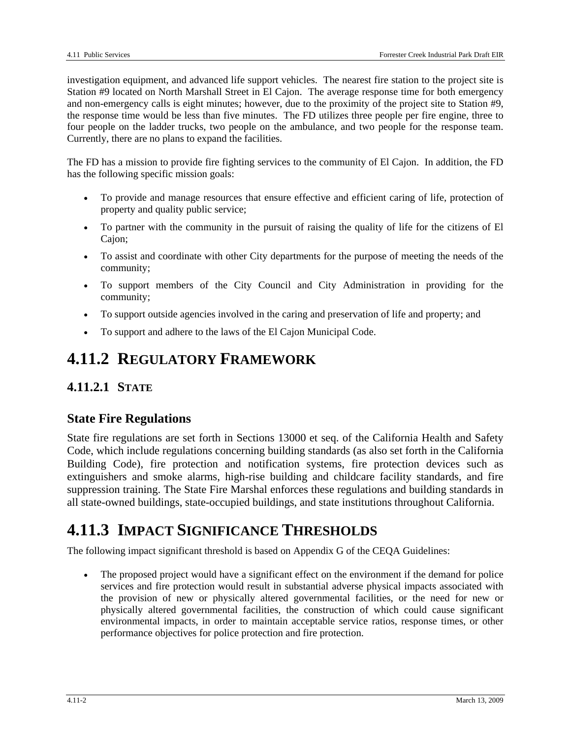investigation equipment, and advanced life support vehicles. The nearest fire station to the project site is Station #9 located on North Marshall Street in El Cajon. The average response time for both emergency and non-emergency calls is eight minutes; however, due to the proximity of the project site to Station #9, the response time would be less than five minutes. The FD utilizes three people per fire engine, three to four people on the ladder trucks, two people on the ambulance, and two people for the response team. Currently, there are no plans to expand the facilities.

The FD has a mission to provide fire fighting services to the community of El Cajon. In addition, the FD has the following specific mission goals:

- To provide and manage resources that ensure effective and efficient caring of life, protection of property and quality public service;
- To partner with the community in the pursuit of raising the quality of life for the citizens of El Cajon;
- To assist and coordinate with other City departments for the purpose of meeting the needs of the community;
- To support members of the City Council and City Administration in providing for the community;
- To support outside agencies involved in the caring and preservation of life and property; and
- To support and adhere to the laws of the El Cajon Municipal Code.

# 4.11.2 REGULATORY FRAMEWORK

## 4.11.2.1 STATE

### State Fire Regulations

State fire regulations are set forth in Sections 13000 et seq. of the California Health and Safety Code, which include regulations concerning building standards (as also set forth in the California Building Code), fire protection and notification systems, fire protection devices such as extinguishers and smoke alarms, high-rise building and childcare facility standards, and fire suppression training. The State Fire Marshal enforces these regulations and building standards in all state-owned buildings, state-occupied buildings, and state institutions throughout California.

# 4.11.3 IMPACT SIGNIFICANCE THRESHOLDS

The following impact significant threshold is based on Appendix G of the CEQA Guidelines:

- The proposed project would have a significant effect on the environment if the demand for police services and fire protection would result in substantial adverse physical impacts associated with the provision of new or physically altered governmental facilities, or the need for new or physically altered governmental facilities, the construction of which could cause significant environmental impacts, in order to maintain acceptable service ratios, response times, or other performance objectives for police protection and fire protection.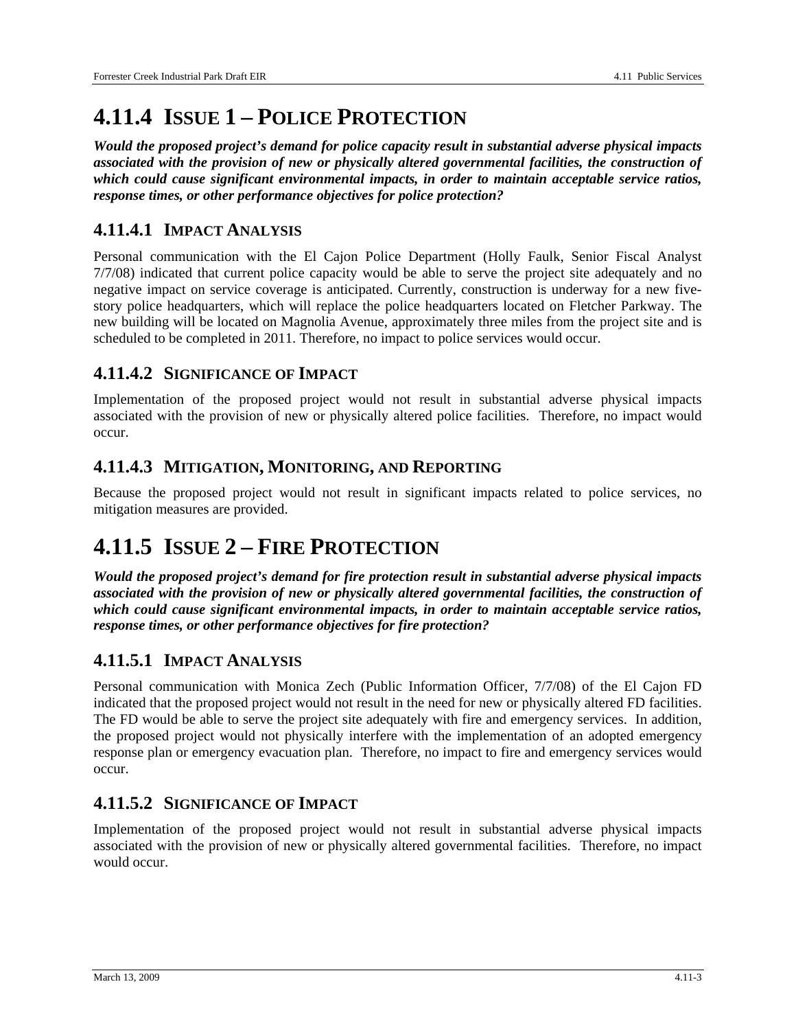# 4.11.4 ISSUE 1 – POLICE PROTECTION

***Would the proposed project's demand for police capacity result in substantial adverse physical impacts associated with the provision of new or physically altered governmental facilities, the construction of which could cause significant environmental impacts, in order to maintain acceptable service ratios, response times, or other performance objectives for police protection?***

## 4.11.4.1 IMPACT ANALYSIS

Personal communication with the El Cajon Police Department (Holly Faulk, Senior Fiscal Analyst 7/7/08) indicated that current police capacity would be able to serve the project site adequately and no negative impact on service coverage is anticipated. Currently, construction is underway for a new five-story police headquarters, which will replace the police headquarters located on Fletcher Parkway. The new building will be located on Magnolia Avenue, approximately three miles from the project site and is scheduled to be completed in 2011. Therefore, no impact to police services would occur.

## 4.11.4.2 SIGNIFICANCE OF IMPACT

Implementation of the proposed project would not result in substantial adverse physical impacts associated with the provision of new or physically altered police facilities. Therefore, no impact would occur.

## 4.11.4.3 MITIGATION, MONITORING, AND REPORTING

Because the proposed project would not result in significant impacts related to police services, no mitigation measures are provided.

# 4.11.5 ISSUE 2 – FIRE PROTECTION

***Would the proposed project's demand for fire protection result in substantial adverse physical impacts associated with the provision of new or physically altered governmental facilities, the construction of which could cause significant environmental impacts, in order to maintain acceptable service ratios, response times, or other performance objectives for fire protection?***

## 4.11.5.1 IMPACT ANALYSIS

Personal communication with Monica Zech (Public Information Officer, 7/7/08) of the El Cajon FD indicated that the proposed project would not result in the need for new or physically altered FD facilities. The FD would be able to serve the project site adequately with fire and emergency services. In addition, the proposed project would not physically interfere with the implementation of an adopted emergency response plan or emergency evacuation plan. Therefore, no impact to fire and emergency services would occur.

## 4.11.5.2 SIGNIFICANCE OF IMPACT

Implementation of the proposed project would not result in substantial adverse physical impacts associated with the provision of new or physically altered governmental facilities. Therefore, no impact would occur.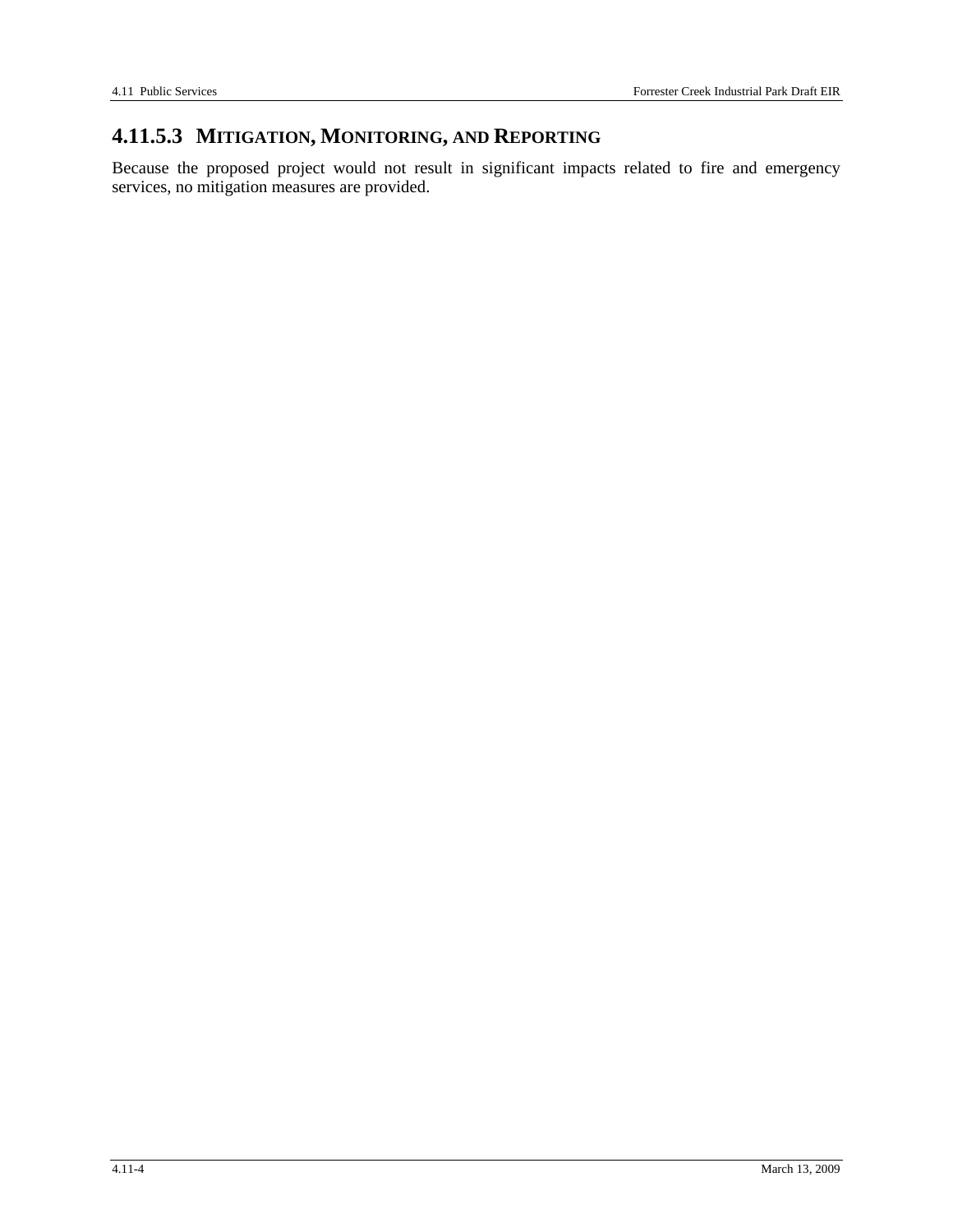#### 4.11.5.3 MITIGATION, MONITORING, AND REPORTING

Because the proposed project would not result in significant impacts related to fire and emergency services, no mitigation measures are provided.